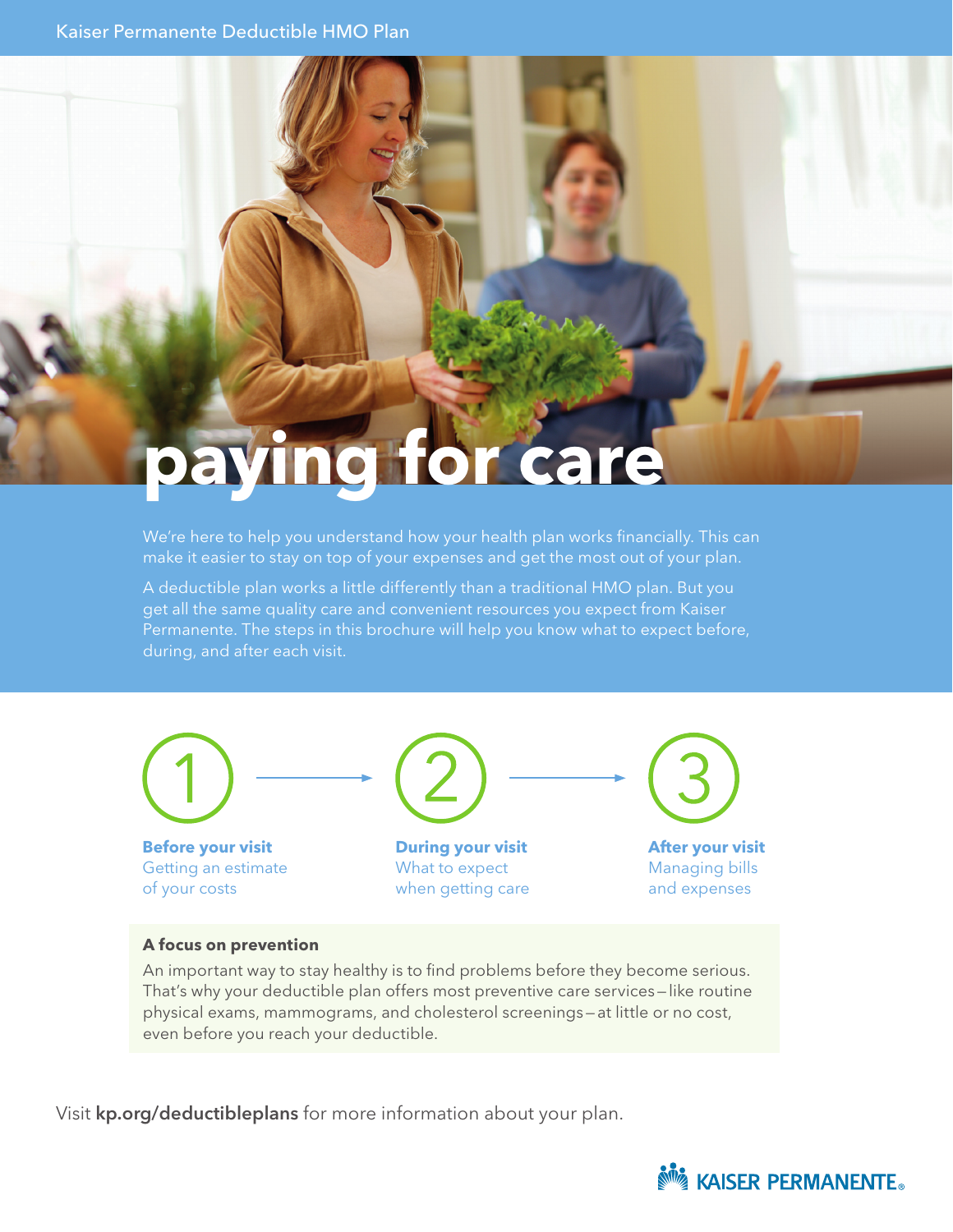Kaiser Permanente Deductible HMO Plan

# paying for care

We're here to help you understand how your health plan works financially. This can make it easier to stay on top of your expenses and get the most out of your plan.

A deductible plan works a little differently than a traditional HMO plan. But you get all the same quality care and convenient resources you expect from Kaiser Permanente. The steps in this brochure will help you know what to expect before, during, and after each visit.

1 → 2 → 3

**1. Before your visit**
Getting an estimate of your costs

**2. During your visit**
What to expect when getting care

**3. After your visit**
Managing bills and expenses

**A focus on prevention**

An important way to stay healthy is to find problems before they become serious. That's why your deductible plan offers most preventive care services—like routine physical exams, mammograms, and cholesterol screenings—at little or no cost, even before you reach your deductible.

Visit **kp.org/deductibleplans** for more information about your plan.

KAISER PERMANENTE®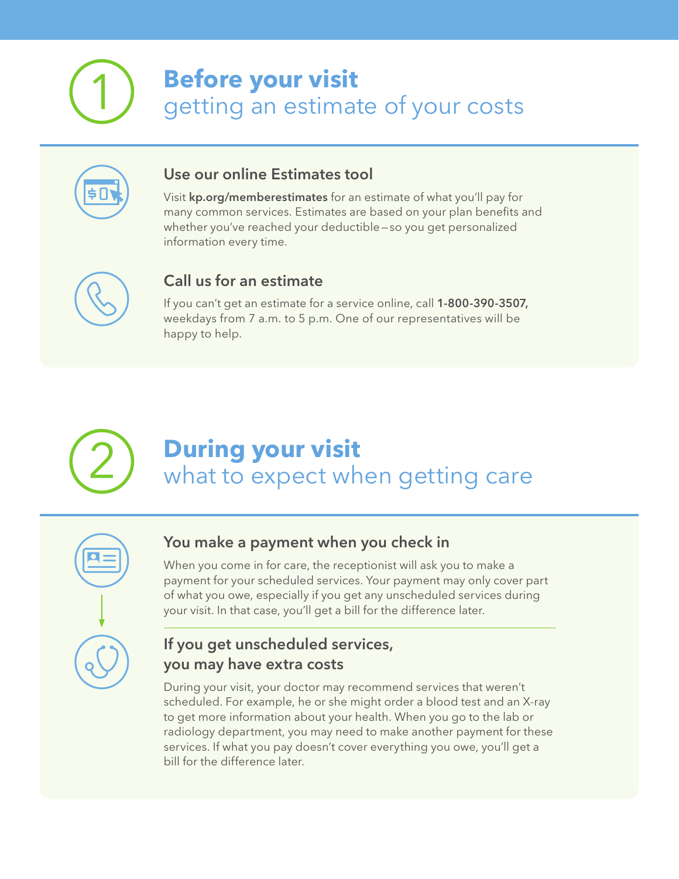# 1 Before your visit

## getting an estimate of your costs

### Use our online Estimates tool

Visit **kp.org/memberestimates** for an estimate of what you'll pay for many common services. Estimates are based on your plan benefits and whether you've reached your deductible—so you get personalized information every time.

### Call us for an estimate

If you can't get an estimate for a service online, call **1-800-390-3507,** weekdays from 7 a.m. to 5 p.m. One of our representatives will be happy to help.

# 2 During your visit

## what to expect when getting care

### You make a payment when you check in

When you come in for care, the receptionist will ask you to make a payment for your scheduled services. Your payment may only cover part of what you owe, especially if you get any unscheduled services during your visit. In that case, you'll get a bill for the difference later.

### If you get unscheduled services, you may have extra costs

During your visit, your doctor may recommend services that weren't scheduled. For example, he or she might order a blood test and an X-ray to get more information about your health. When you go to the lab or radiology department, you may need to make another payment for these services. If what you pay doesn't cover everything you owe, you'll get a bill for the difference later.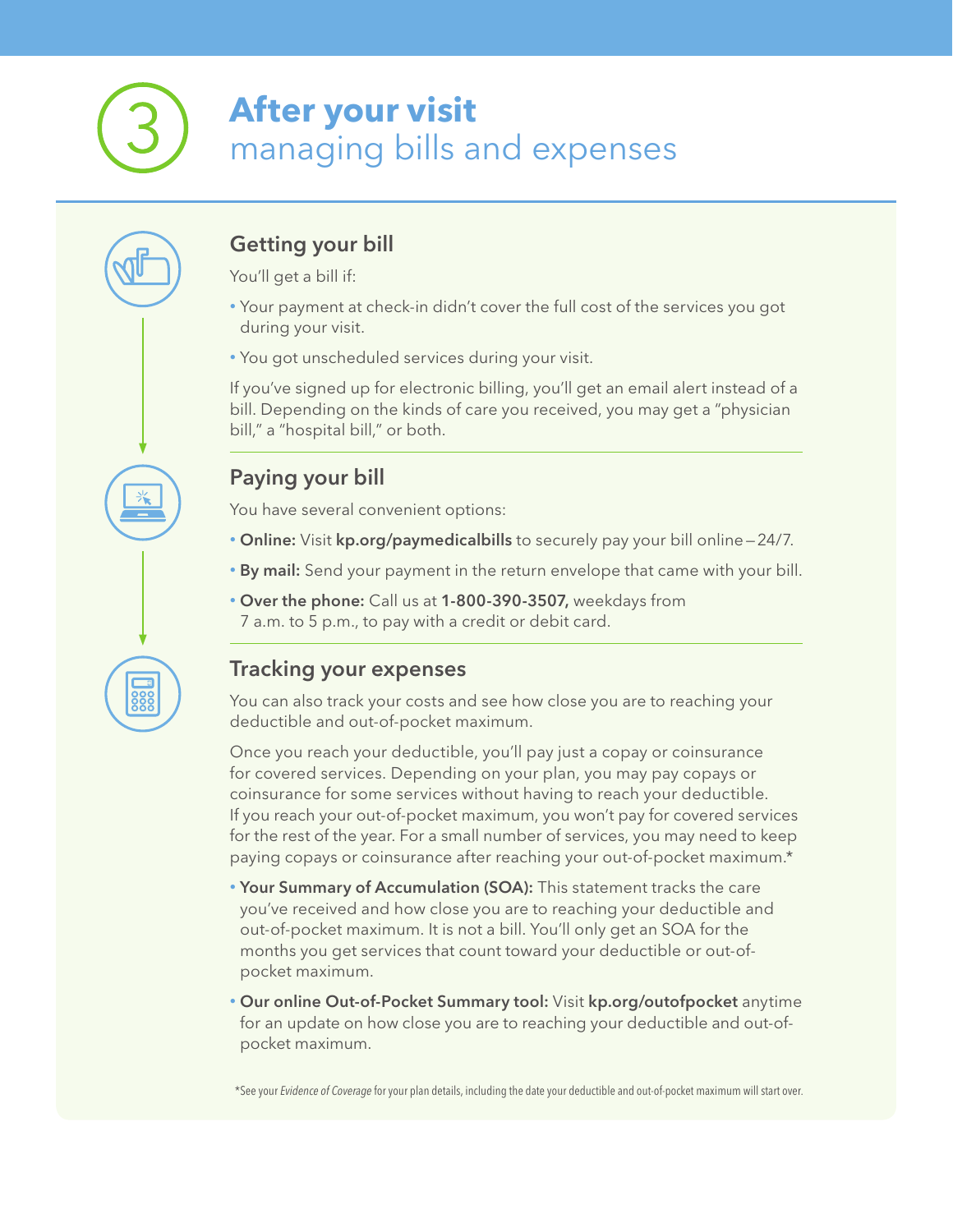# 3 After your visit

## managing bills and expenses

### Getting your bill

You'll get a bill if:

- Your payment at check-in didn't cover the full cost of the services you got during your visit.
- You got unscheduled services during your visit.

If you've signed up for electronic billing, you'll get an email alert instead of a bill. Depending on the kinds of care you received, you may get a "physician bill," a "hospital bill," or both.

### Paying your bill

You have several convenient options:

- **Online:** Visit **kp.org/paymedicalbills** to securely pay your bill online—24/7.
- **By mail:** Send your payment in the return envelope that came with your bill.
- **Over the phone:** Call us at **1-800-390-3507,** weekdays from 7 a.m. to 5 p.m., to pay with a credit or debit card.

### Tracking your expenses

You can also track your costs and see how close you are to reaching your deductible and out-of-pocket maximum.

Once you reach your deductible, you'll pay just a copay or coinsurance for covered services. Depending on your plan, you may pay copays or coinsurance for some services without having to reach your deductible. If you reach your out-of-pocket maximum, you won't pay for covered services for the rest of the year. For a small number of services, you may need to keep paying copays or coinsurance after reaching your out-of-pocket maximum.*

- **Your Summary of Accumulation (SOA):** This statement tracks the care you've received and how close you are to reaching your deductible and out-of-pocket maximum. It is not a bill. You'll only get an SOA for the months you get services that count toward your deductible or out-of-pocket maximum.
- **Our online Out-of-Pocket Summary tool:** Visit **kp.org/outofpocket** anytime for an update on how close you are to reaching your deductible and out-of-pocket maximum.

*See your *Evidence of Coverage* for your plan details, including the date your deductible and out-of-pocket maximum will start over.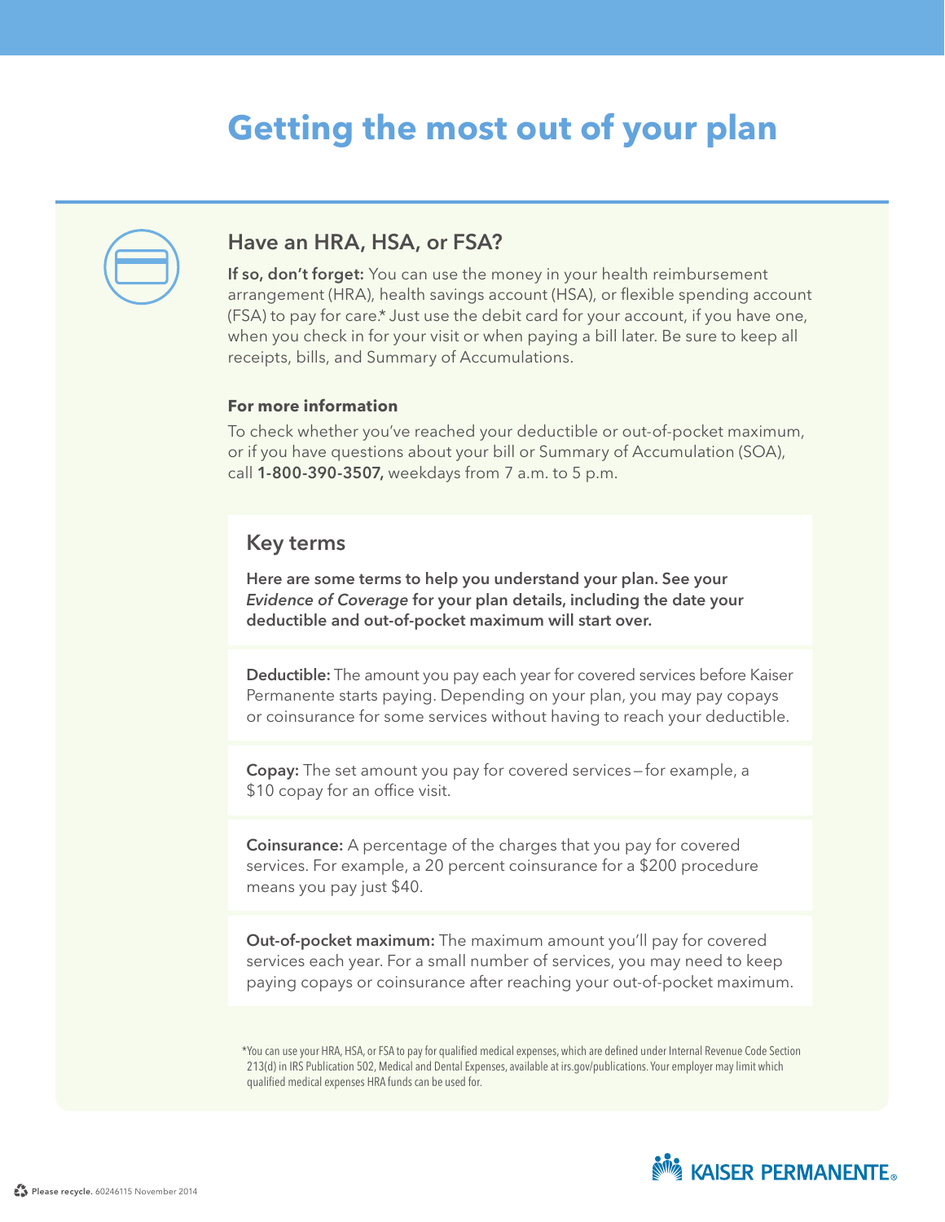# Getting the most out of your plan

## Have an HRA, HSA, or FSA?

**If so, don't forget:** You can use the money in your health reimbursement arrangement (HRA), health savings account (HSA), or flexible spending account (FSA) to pay for care.* Just use the debit card for your account, if you have one, when you check in for your visit or when paying a bill later. Be sure to keep all receipts, bills, and Summary of Accumulations.

### For more information

To check whether you've reached your deductible or out-of-pocket maximum, or if you have questions about your bill or Summary of Accumulation (SOA), call **1-800-390-3507,** weekdays from 7 a.m. to 5 p.m.

## Key terms

**Here are some terms to help you understand your plan. See your *Evidence of Coverage* for your plan details, including the date your deductible and out-of-pocket maximum will start over.**

**Deductible:** The amount you pay each year for covered services before Kaiser Permanente starts paying. Depending on your plan, you may pay copays or coinsurance for some services without having to reach your deductible.

**Copay:** The set amount you pay for covered services—for example, a $10 copay for an office visit.

**Coinsurance:** A percentage of the charges that you pay for covered services. For example, a 20 percent coinsurance for a $200 procedure means you pay just $40.

**Out-of-pocket maximum:** The maximum amount you'll pay for covered services each year. For a small number of services, you may need to keep paying copays or coinsurance after reaching your out-of-pocket maximum.

*You can use your HRA, HSA, or FSA to pay for qualified medical expenses, which are defined under Internal Revenue Code Section 213(d) in IRS Publication 502, Medical and Dental Expenses, available at irs.gov/publications. Your employer may limit which qualified medical expenses HRA funds can be used for.

KAISER PERMANENTE®

**Please recycle.** 60246115 November 2014